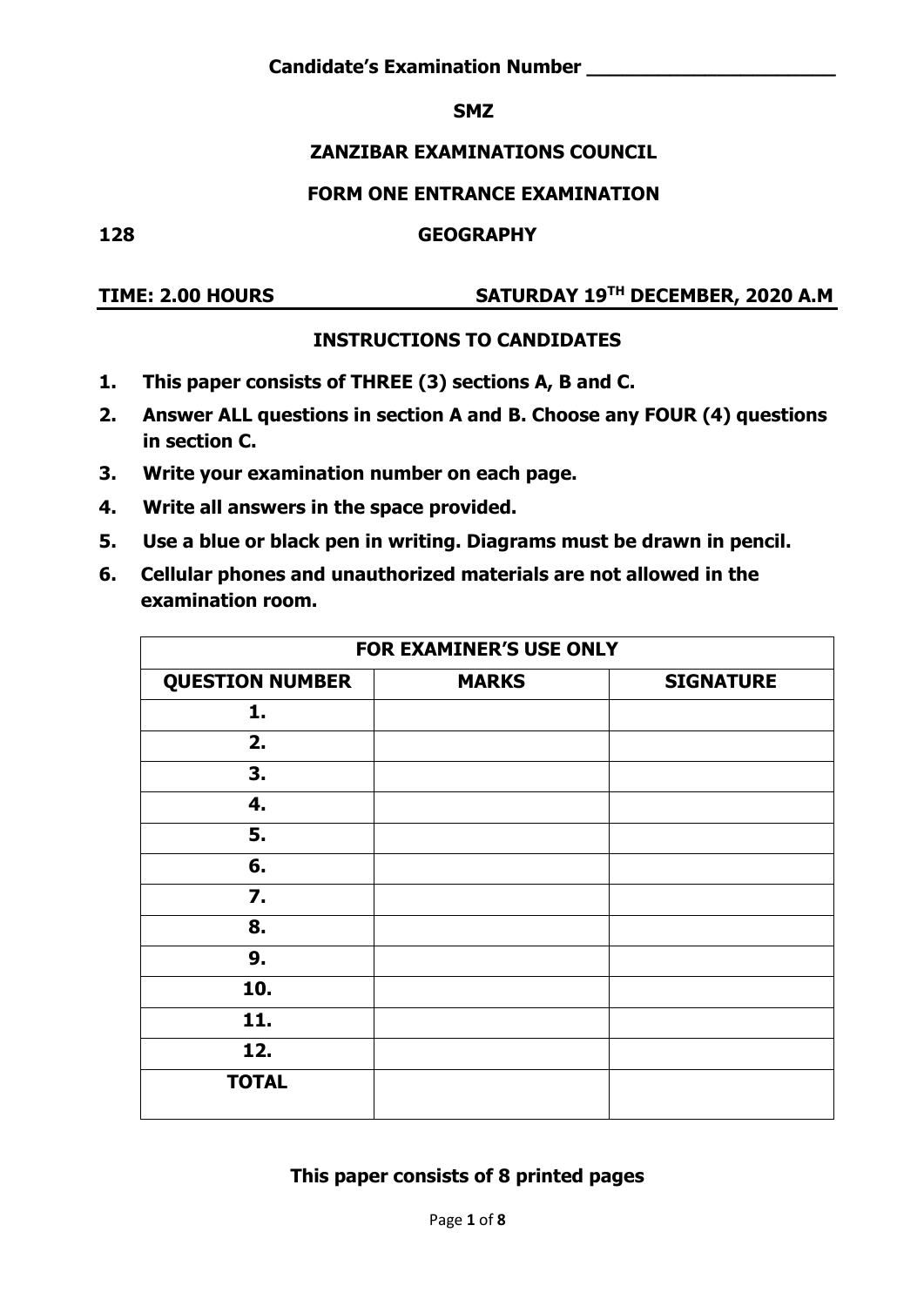**Candidate's Examination Number \_\_\_\_\_\_\_\_\_\_\_\_\_\_\_\_\_\_\_\_\_\_**

**SMZ**

# ZANZIBAR EXAMINATIONS COUNCIL

## FORM ONE ENTRANCE EXAMINATION

**128 GEOGRAPHY**

**TIME: 2.00 HOURS** **SATURDAY 19TH DECEMBER, 2020 A.M**

### INSTRUCTIONS TO CANDIDATES

1. **This paper consists of THREE (3) sections A, B and C.**
2. **Answer ALL questions in section A and B. Choose any FOUR (4) questions in section C.**
3. **Write your examination number on each page.**
4. **Write all answers in the space provided.**
5. **Use a blue or black pen in writing. Diagrams must be drawn in pencil.**
6. **Cellular phones and unauthorized materials are not allowed in the examination room.**

| FOR EXAMINER'S USE ONLY | | |
|---|---|---|
| **QUESTION NUMBER** | **MARKS** | **SIGNATURE** |
| **1.** | | |
| **2.** | | |
| **3.** | | |
| **4.** | | |
| **5.** | | |
| **6.** | | |
| **7.** | | |
| **8.** | | |
| **9.** | | |
| **10.** | | |
| **11.** | | |
| **12.** | | |
| **TOTAL** | | |

**This paper consists of 8 printed pages**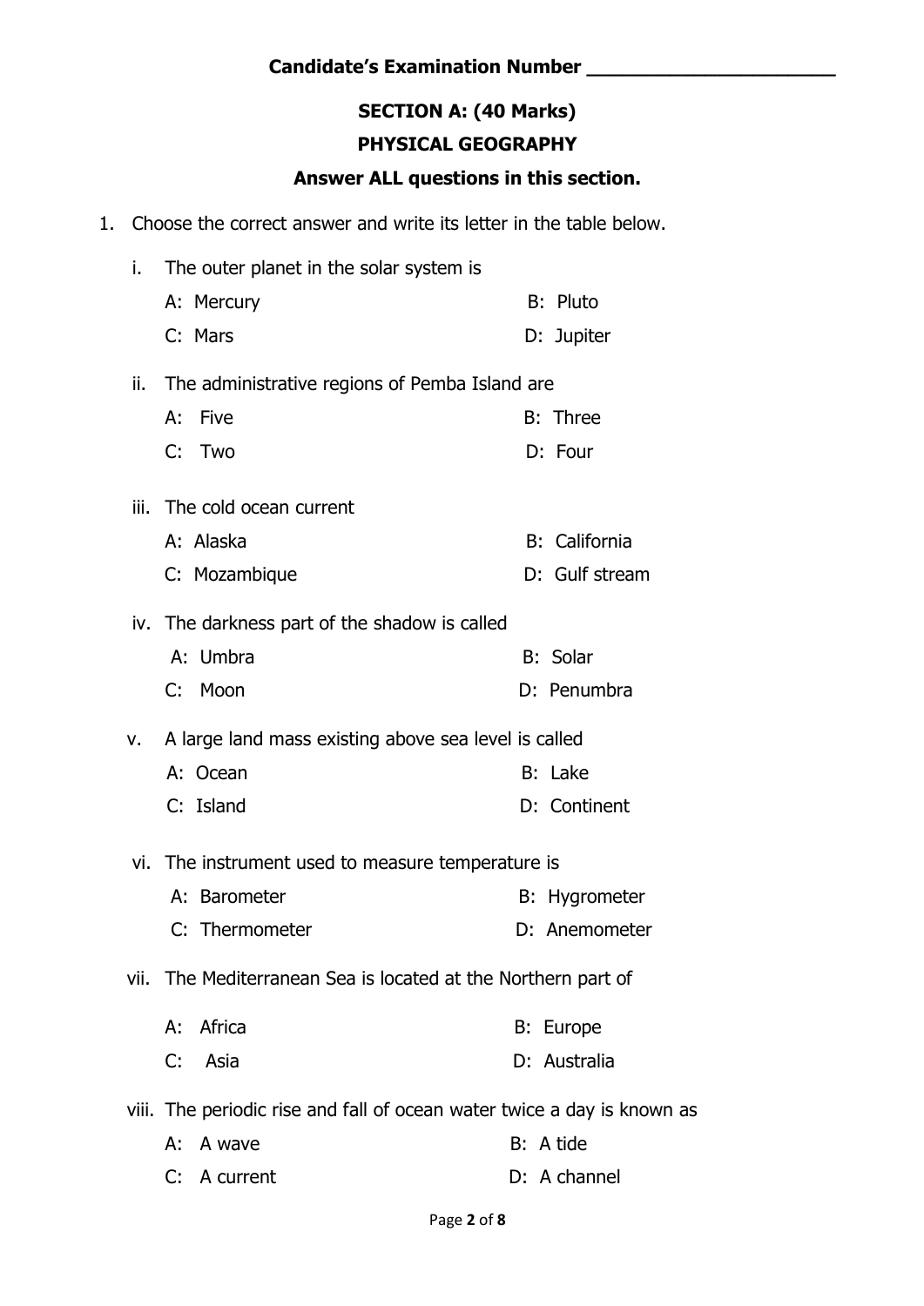**Candidate's Examination Number ______________________**

## SECTION A: (40 Marks)

## PHYSICAL GEOGRAPHY

**Answer ALL questions in this section.**

1. Choose the correct answer and write its letter in the table below.

   i. The outer planet in the solar system is

      A: Mercury  B: Pluto
      C: Mars  D: Jupiter

   ii. The administrative regions of Pemba Island are

      A: Five  B: Three
      C: Two  D: Four

   iii. The cold ocean current

      A: Alaska  B: California
      C: Mozambique  D: Gulf stream

   iv. The darkness part of the shadow is called

      A: Umbra  B: Solar
      C: Moon  D: Penumbra

   v. A large land mass existing above sea level is called

      A: Ocean  B: Lake
      C: Island  D: Continent

   vi. The instrument used to measure temperature is

      A: Barometer  B: Hygrometer
      C: Thermometer  D: Anemometer

   vii. The Mediterranean Sea is located at the Northern part of

      A: Africa  B: Europe
      C: Asia  D: Australia

   viii. The periodic rise and fall of ocean water twice a day is known as

      A: A wave  B: A tide
      C: A current  D: A channel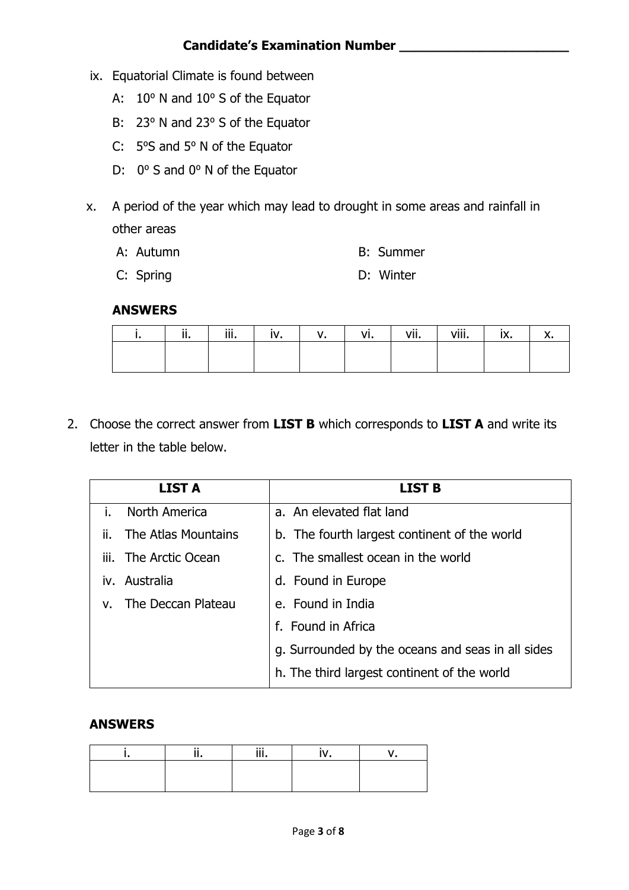Candidate's Examination Number ______________________

ix. Equatorial Climate is found between

A: 10° N and 10° S of the Equator

B: 23° N and 23° S of the Equator

C: 5°S and 5° N of the Equator

D: 0° S and 0° N of the Equator

x. A period of the year which may lead to drought in some areas and rainfall in other areas

A: Autumn

B: Summer

C: Spring

D: Winter

**ANSWERS**

| i. | ii. | iii. | iv. | v. | vi. | vii. | viii. | ix. | x. |
|---|---|---|---|---|---|---|---|---|---|
| | | | | | | | | | |

2. Choose the correct answer from **LIST B** which corresponds to **LIST A** and write its letter in the table below.

| LIST A | LIST B |
|---|---|
| i. North America | a. An elevated flat land |
| ii. The Atlas Mountains | b. The fourth largest continent of the world |
| iii. The Arctic Ocean | c. The smallest ocean in the world |
| iv. Australia | d. Found in Europe |
| v. The Deccan Plateau | e. Found in India |
| | f. Found in Africa |
| | g. Surrounded by the oceans and seas in all sides |
| | h. The third largest continent of the world |

**ANSWERS**

| i. | ii. | iii. | iv. | v. |
|---|---|---|---|---|
| | | | | |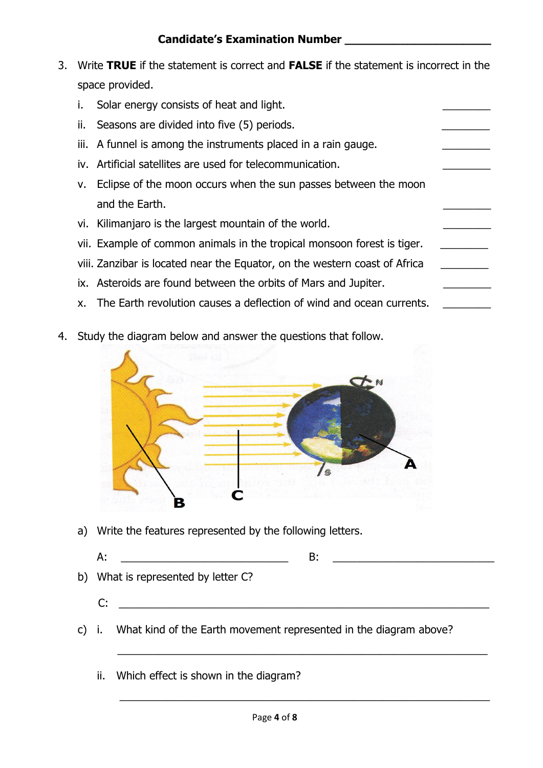**Candidate's Examination Number \_\_\_\_\_\_\_\_\_\_\_\_\_\_\_\_\_\_\_\_\_\_\_\_**

3. Write **TRUE** if the statement is correct and **FALSE** if the statement is incorrect in the space provided.

   i. Solar energy consists of heat and light. \_\_\_\_\_\_\_\_\_

   ii. Seasons are divided into five (5) periods. \_\_\_\_\_\_\_\_\_

   iii. A funnel is among the instruments placed in a rain gauge. \_\_\_\_\_\_\_\_\_

   iv. Artificial satellites are used for telecommunication. \_\_\_\_\_\_\_\_\_

   v. Eclipse of the moon occurs when the sun passes between the moon and the Earth. \_\_\_\_\_\_\_\_\_

   vi. Kilimanjaro is the largest mountain of the world. \_\_\_\_\_\_\_\_\_

   vii. Example of common animals in the tropical monsoon forest is tiger. \_\_\_\_\_\_\_\_\_

   viii. Zanzibar is located near the Equator, on the western coast of Africa \_\_\_\_\_\_\_\_\_

   ix. Asteroids are found between the orbits of Mars and Jupiter. \_\_\_\_\_\_\_\_\_

   x. The Earth revolution causes a deflection of wind and ocean currents. \_\_\_\_\_\_\_\_\_

4. Study the diagram below and answer the questions that follow.

   a) Write the features represented by the following letters.

   A: \_\_\_\_\_\_\_\_\_\_\_\_\_\_\_\_\_\_\_\_\_\_\_\_\_\_\_\_ B: \_\_\_\_\_\_\_\_\_\_\_\_\_\_\_\_\_\_\_\_\_\_\_\_\_\_\_\_

   b) What is represented by letter C?

   C: \_\_\_\_\_\_\_\_\_\_\_\_\_\_\_\_\_\_\_\_\_\_\_\_\_\_\_\_\_\_\_\_\_\_\_\_\_\_\_\_\_\_\_\_\_\_\_\_\_\_\_\_\_\_\_\_

   c) i. What kind of the Earth movement represented in the diagram above?

   \_\_\_\_\_\_\_\_\_\_\_\_\_\_\_\_\_\_\_\_\_\_\_\_\_\_\_\_\_\_\_\_\_\_\_\_\_\_\_\_\_\_\_\_\_\_\_\_\_\_\_\_\_\_\_\_

   ii. Which effect is shown in the diagram?

   \_\_\_\_\_\_\_\_\_\_\_\_\_\_\_\_\_\_\_\_\_\_\_\_\_\_\_\_\_\_\_\_\_\_\_\_\_\_\_\_\_\_\_\_\_\_\_\_\_\_\_\_\_\_\_\_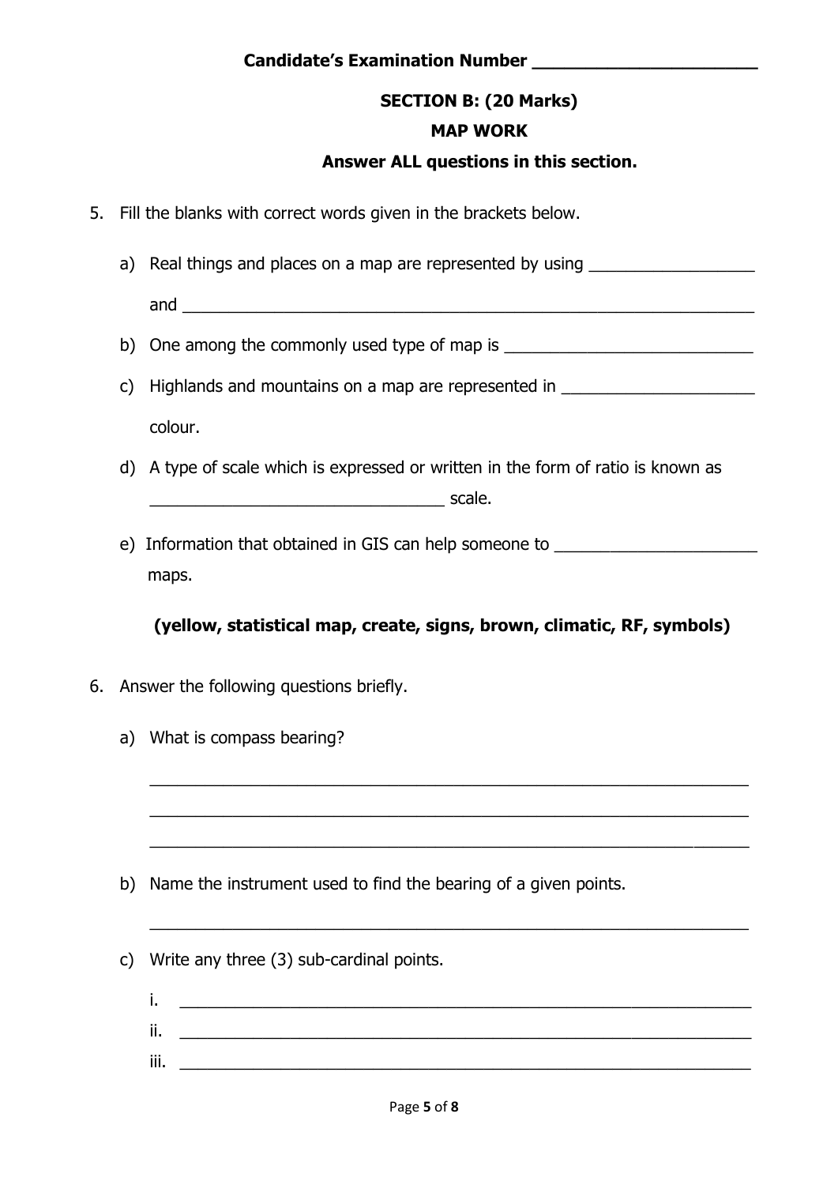**Candidate's Examination Number ______________________**

## SECTION B: (20 Marks)

## MAP WORK

**Answer ALL questions in this section.**

5. Fill the blanks with correct words given in the brackets below.

   a) Real things and places on a map are represented by using __________________ and ______________________________________________________________

   b) One among the commonly used type of map is ___________________________

   c) Highlands and mountains on a map are represented in _____________________ colour.

   d) A type of scale which is expressed or written in the form of ratio is known as ________________________________ scale.

   e) Information that obtained in GIS can help someone to ______________________ maps.

   **(yellow, statistical map, create, signs, brown, climatic, RF, symbols)**

6. Answer the following questions briefly.

   a) What is compass bearing?

   _________________________________________________________________

   _________________________________________________________________

   _________________________________________________________________

   b) Name the instrument used to find the bearing of a given points.

   _________________________________________________________________

   c) Write any three (3) sub-cardinal points.

   i. _______________________________________________________________

   ii. _______________________________________________________________

   iii. _______________________________________________________________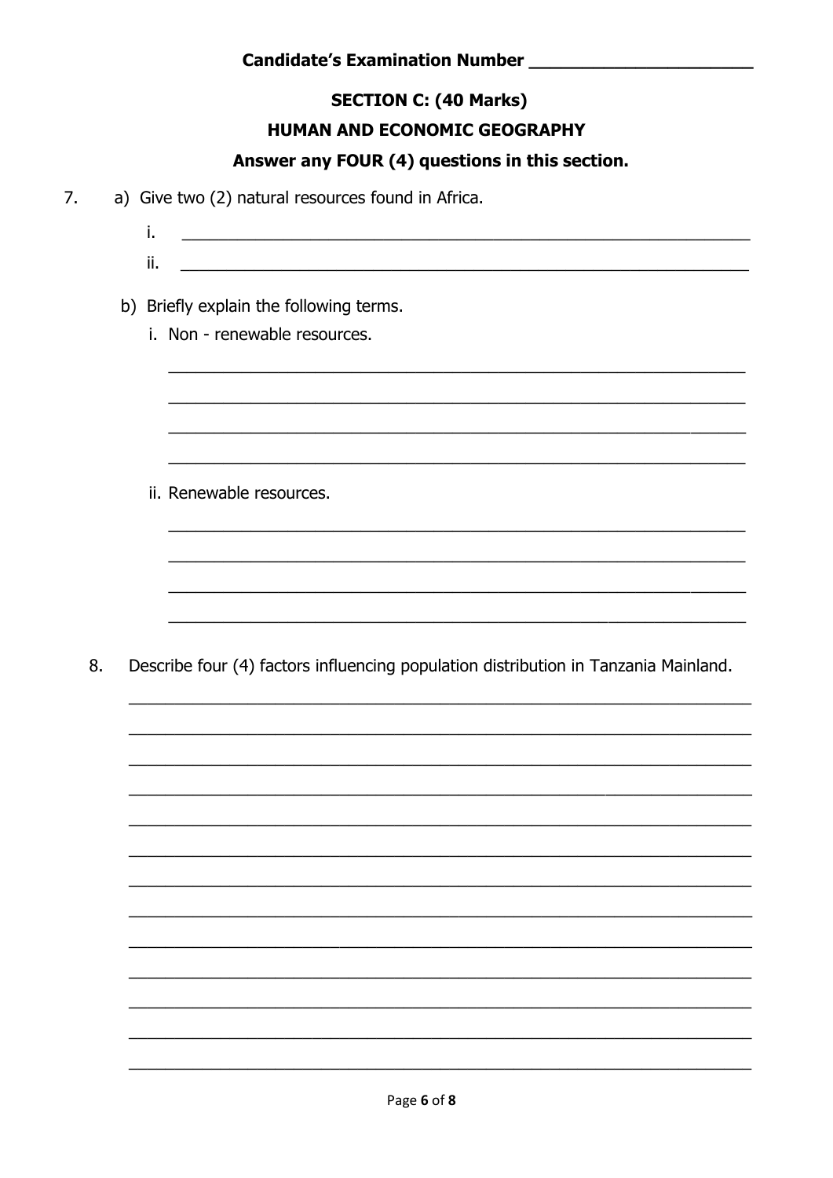**Candidate's Examination Number ______________________**

## SECTION C: (40 Marks)

### HUMAN AND ECONOMIC GEOGRAPHY

**Answer any FOUR (4) questions in this section.**

7. a) Give two (2) natural resources found in Africa.

   i. ______________________________________________________________

   ii. ______________________________________________________________

   b) Briefly explain the following terms.

   i. Non - renewable resources.

   ______________________________________________________________
   ______________________________________________________________
   ______________________________________________________________
   ______________________________________________________________

   ii. Renewable resources.

   ______________________________________________________________
   ______________________________________________________________
   ______________________________________________________________
   ______________________________________________________________

8. Describe four (4) factors influencing population distribution in Tanzania Mainland.

   ______________________________________________________________
   ______________________________________________________________
   ______________________________________________________________
   ______________________________________________________________
   ______________________________________________________________
   ______________________________________________________________
   ______________________________________________________________
   ______________________________________________________________
   ______________________________________________________________
   ______________________________________________________________
   ______________________________________________________________
   ______________________________________________________________
   ______________________________________________________________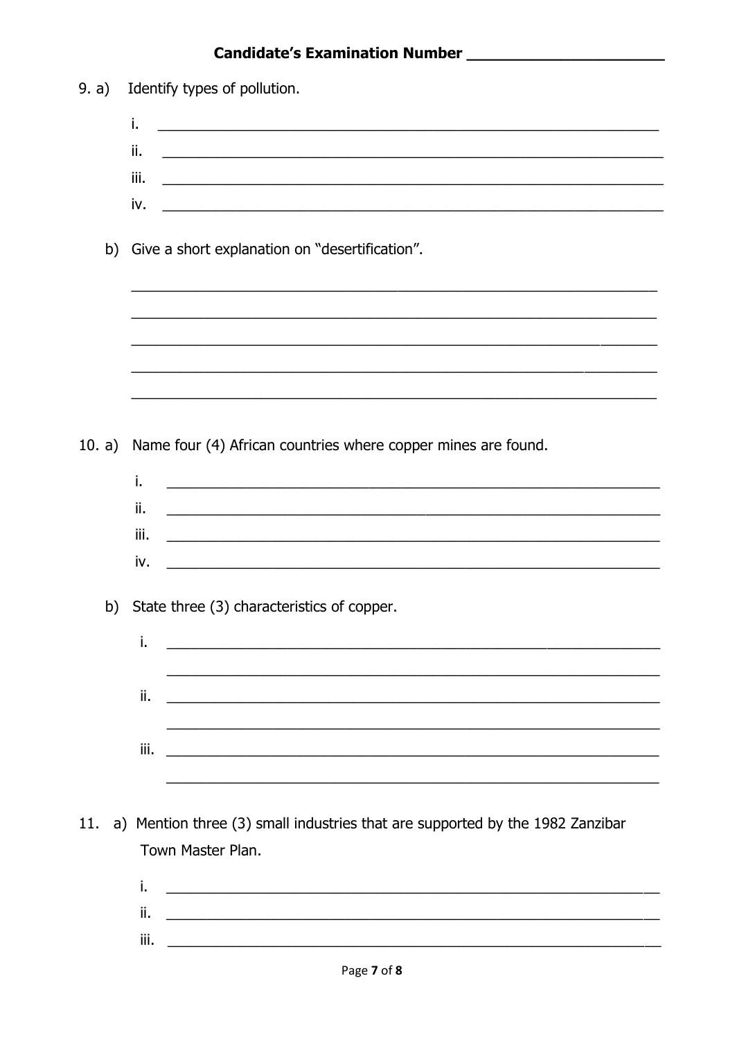**Candidate's Examination Number ______________________**

9. a) Identify types of pollution.

   i. ____________________________________________________________

   ii. ____________________________________________________________

   iii. ____________________________________________________________

   iv. ____________________________________________________________

   b) Give a short explanation on "desertification".

   ____________________________________________________________

   ____________________________________________________________

   ____________________________________________________________

   ____________________________________________________________

   ____________________________________________________________

10. a) Name four (4) African countries where copper mines are found.

   i. ____________________________________________________________

   ii. ____________________________________________________________

   iii. ____________________________________________________________

   iv. ____________________________________________________________

   b) State three (3) characteristics of copper.

   i. ____________________________________________________________

   ____________________________________________________________

   ii. ____________________________________________________________

   ____________________________________________________________

   iii. ____________________________________________________________

   ____________________________________________________________

11. a) Mention three (3) small industries that are supported by the 1982 Zanzibar Town Master Plan.

   i. ____________________________________________________________

   ii. ____________________________________________________________

   iii. ____________________________________________________________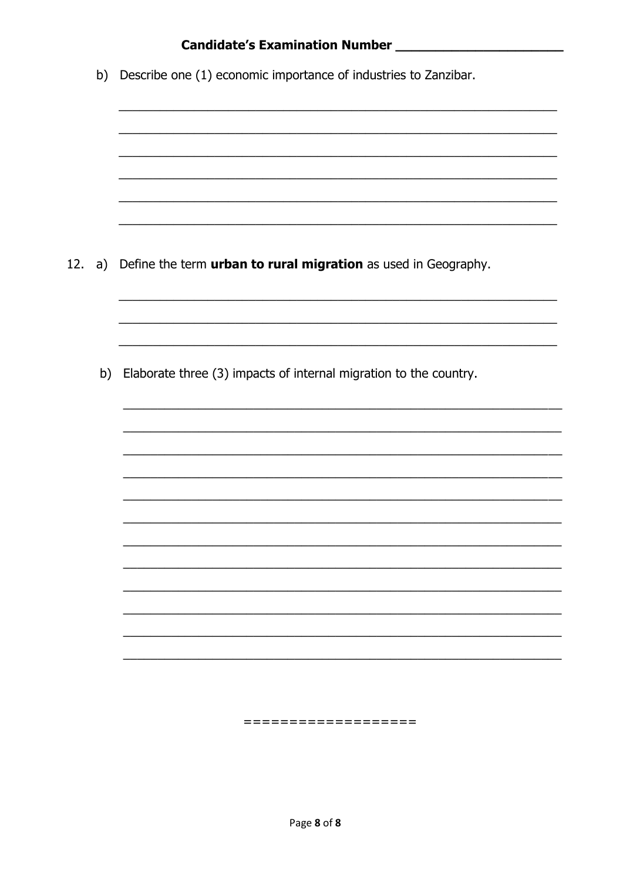**Candidate's Examination Number** ______________________

b) Describe one (1) economic importance of industries to Zanzibar.

______________________________________________________________
______________________________________________________________
______________________________________________________________
______________________________________________________________
______________________________________________________________
______________________________________________________________

12. a) Define the term **urban to rural migration** as used in Geography.

______________________________________________________________
______________________________________________________________
______________________________________________________________

b) Elaborate three (3) impacts of internal migration to the country.

______________________________________________________________
______________________________________________________________
______________________________________________________________
______________________________________________________________
______________________________________________________________
______________________________________________________________
______________________________________________________________
______________________________________________________________
______________________________________________________________
______________________________________________________________
______________________________________________________________
______________________________________________________________

==================